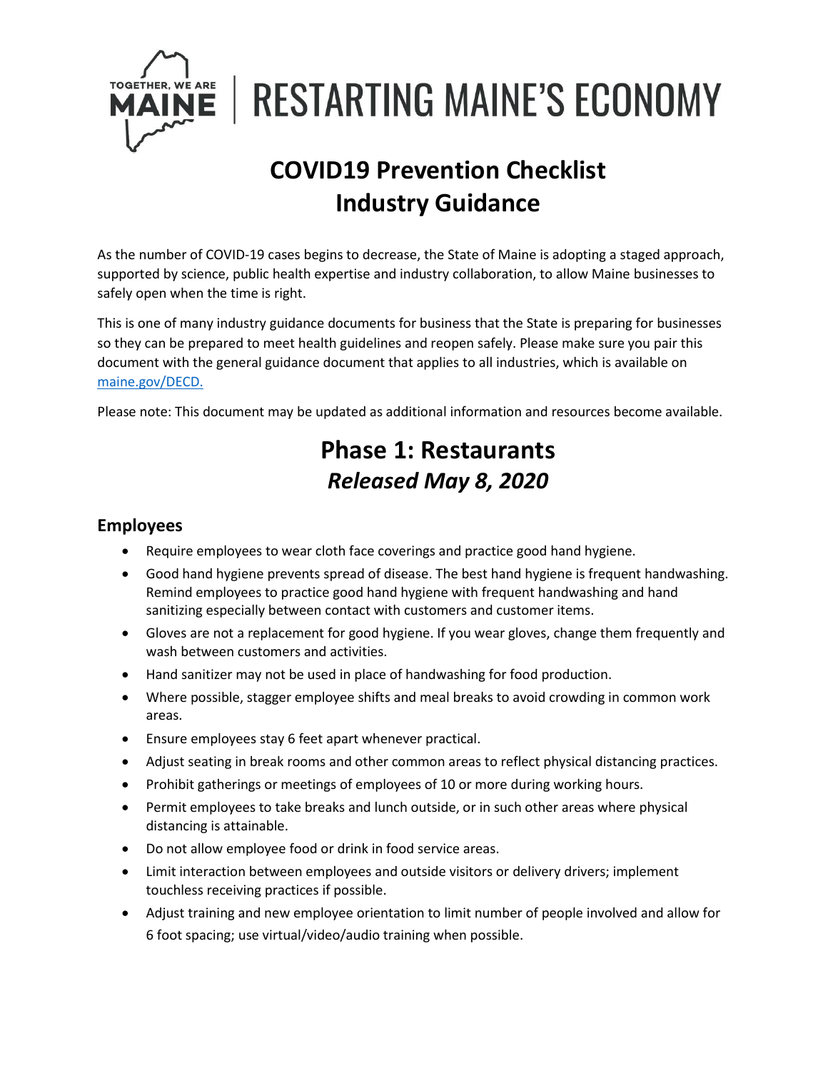TOGETHER, WE ARE MAINE | RESTARTING MAINE'S ECONOMY

# COVID19 Prevention Checklist Industry Guidance

As the number of COVID-19 cases begins to decrease, the State of Maine is adopting a staged approach, supported by science, public health expertise and industry collaboration, to allow Maine businesses to safely open when the time is right.

This is one of many industry guidance documents for business that the State is preparing for businesses so they can be prepared to meet health guidelines and reopen safely. Please make sure you pair this document with the general guidance document that applies to all industries, which is available on [maine.gov/DECD.](maine.gov/DECD)

Please note: This document may be updated as additional information and resources become available.

# Phase 1: Restaurants
## *Released May 8, 2020*

### Employees

- Require employees to wear cloth face coverings and practice good hand hygiene.
- Good hand hygiene prevents spread of disease. The best hand hygiene is frequent handwashing. Remind employees to practice good hand hygiene with frequent handwashing and hand sanitizing especially between contact with customers and customer items.
- Gloves are not a replacement for good hygiene. If you wear gloves, change them frequently and wash between customers and activities.
- Hand sanitizer may not be used in place of handwashing for food production.
- Where possible, stagger employee shifts and meal breaks to avoid crowding in common work areas.
- Ensure employees stay 6 feet apart whenever practical.
- Adjust seating in break rooms and other common areas to reflect physical distancing practices.
- Prohibit gatherings or meetings of employees of 10 or more during working hours.
- Permit employees to take breaks and lunch outside, or in such other areas where physical distancing is attainable.
- Do not allow employee food or drink in food service areas.
- Limit interaction between employees and outside visitors or delivery drivers; implement touchless receiving practices if possible.
- Adjust training and new employee orientation to limit number of people involved and allow for 6 foot spacing; use virtual/video/audio training when possible.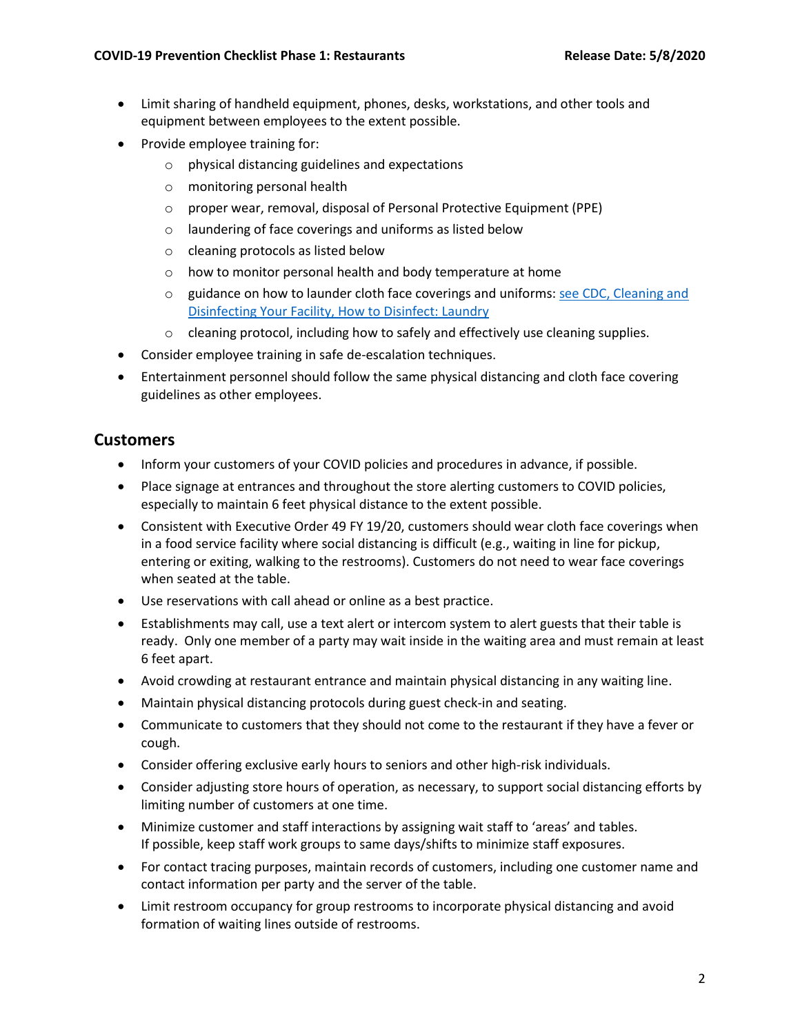- Limit sharing of handheld equipment, phones, desks, workstations, and other tools and equipment between employees to the extent possible.
- Provide employee training for:
  - physical distancing guidelines and expectations
  - monitoring personal health
  - proper wear, removal, disposal of Personal Protective Equipment (PPE)
  - laundering of face coverings and uniforms as listed below
  - cleaning protocols as listed below
  - how to monitor personal health and body temperature at home
  - guidance on how to launder cloth face coverings and uniforms: see CDC, Cleaning and Disinfecting Your Facility, How to Disinfect: Laundry
  - cleaning protocol, including how to safely and effectively use cleaning supplies.
- Consider employee training in safe de-escalation techniques.
- Entertainment personnel should follow the same physical distancing and cloth face covering guidelines as other employees.

## Customers

- Inform your customers of your COVID policies and procedures in advance, if possible.
- Place signage at entrances and throughout the store alerting customers to COVID policies, especially to maintain 6 feet physical distance to the extent possible.
- Consistent with Executive Order 49 FY 19/20, customers should wear cloth face coverings when in a food service facility where social distancing is difficult (e.g., waiting in line for pickup, entering or exiting, walking to the restrooms). Customers do not need to wear face coverings when seated at the table.
- Use reservations with call ahead or online as a best practice.
- Establishments may call, use a text alert or intercom system to alert guests that their table is ready. Only one member of a party may wait inside in the waiting area and must remain at least 6 feet apart.
- Avoid crowding at restaurant entrance and maintain physical distancing in any waiting line.
- Maintain physical distancing protocols during guest check-in and seating.
- Communicate to customers that they should not come to the restaurant if they have a fever or cough.
- Consider offering exclusive early hours to seniors and other high-risk individuals.
- Consider adjusting store hours of operation, as necessary, to support social distancing efforts by limiting number of customers at one time.
- Minimize customer and staff interactions by assigning wait staff to 'areas' and tables. If possible, keep staff work groups to same days/shifts to minimize staff exposures.
- For contact tracing purposes, maintain records of customers, including one customer name and contact information per party and the server of the table.
- Limit restroom occupancy for group restrooms to incorporate physical distancing and avoid formation of waiting lines outside of restrooms.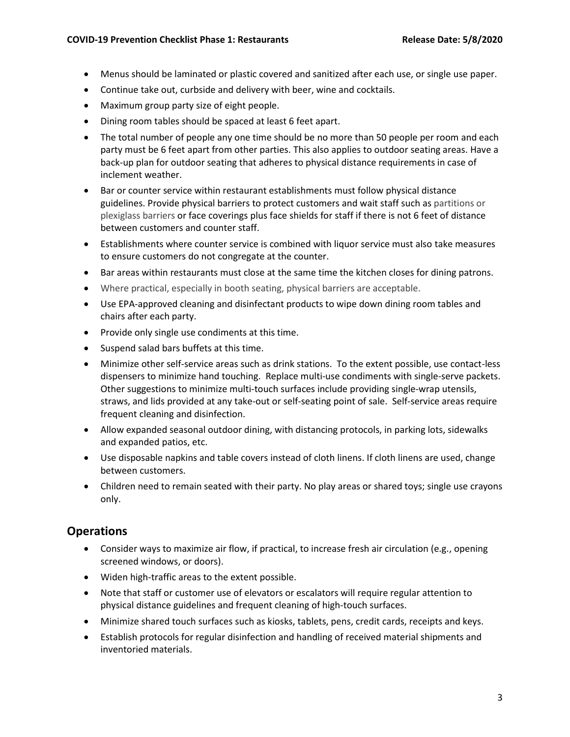- Menus should be laminated or plastic covered and sanitized after each use, or single use paper.
- Continue take out, curbside and delivery with beer, wine and cocktails.
- Maximum group party size of eight people.
- Dining room tables should be spaced at least 6 feet apart.
- The total number of people any one time should be no more than 50 people per room and each party must be 6 feet apart from other parties. This also applies to outdoor seating areas. Have a back-up plan for outdoor seating that adheres to physical distance requirements in case of inclement weather.
- Bar or counter service within restaurant establishments must follow physical distance guidelines. Provide physical barriers to protect customers and wait staff such as partitions or plexiglass barriers or face coverings plus face shields for staff if there is not 6 feet of distance between customers and counter staff.
- Establishments where counter service is combined with liquor service must also take measures to ensure customers do not congregate at the counter.
- Bar areas within restaurants must close at the same time the kitchen closes for dining patrons.
- Where practical, especially in booth seating, physical barriers are acceptable.
- Use EPA-approved cleaning and disinfectant products to wipe down dining room tables and chairs after each party.
- Provide only single use condiments at this time.
- Suspend salad bars buffets at this time.
- Minimize other self-service areas such as drink stations. To the extent possible, use contact-less dispensers to minimize hand touching. Replace multi-use condiments with single-serve packets. Other suggestions to minimize multi-touch surfaces include providing single-wrap utensils, straws, and lids provided at any take-out or self-seating point of sale. Self-service areas require frequent cleaning and disinfection.
- Allow expanded seasonal outdoor dining, with distancing protocols, in parking lots, sidewalks and expanded patios, etc.
- Use disposable napkins and table covers instead of cloth linens. If cloth linens are used, change between customers.
- Children need to remain seated with their party. No play areas or shared toys; single use crayons only.

## Operations

- Consider ways to maximize air flow, if practical, to increase fresh air circulation (e.g., opening screened windows, or doors).
- Widen high-traffic areas to the extent possible.
- Note that staff or customer use of elevators or escalators will require regular attention to physical distance guidelines and frequent cleaning of high-touch surfaces.
- Minimize shared touch surfaces such as kiosks, tablets, pens, credit cards, receipts and keys.
- Establish protocols for regular disinfection and handling of received material shipments and inventoried materials.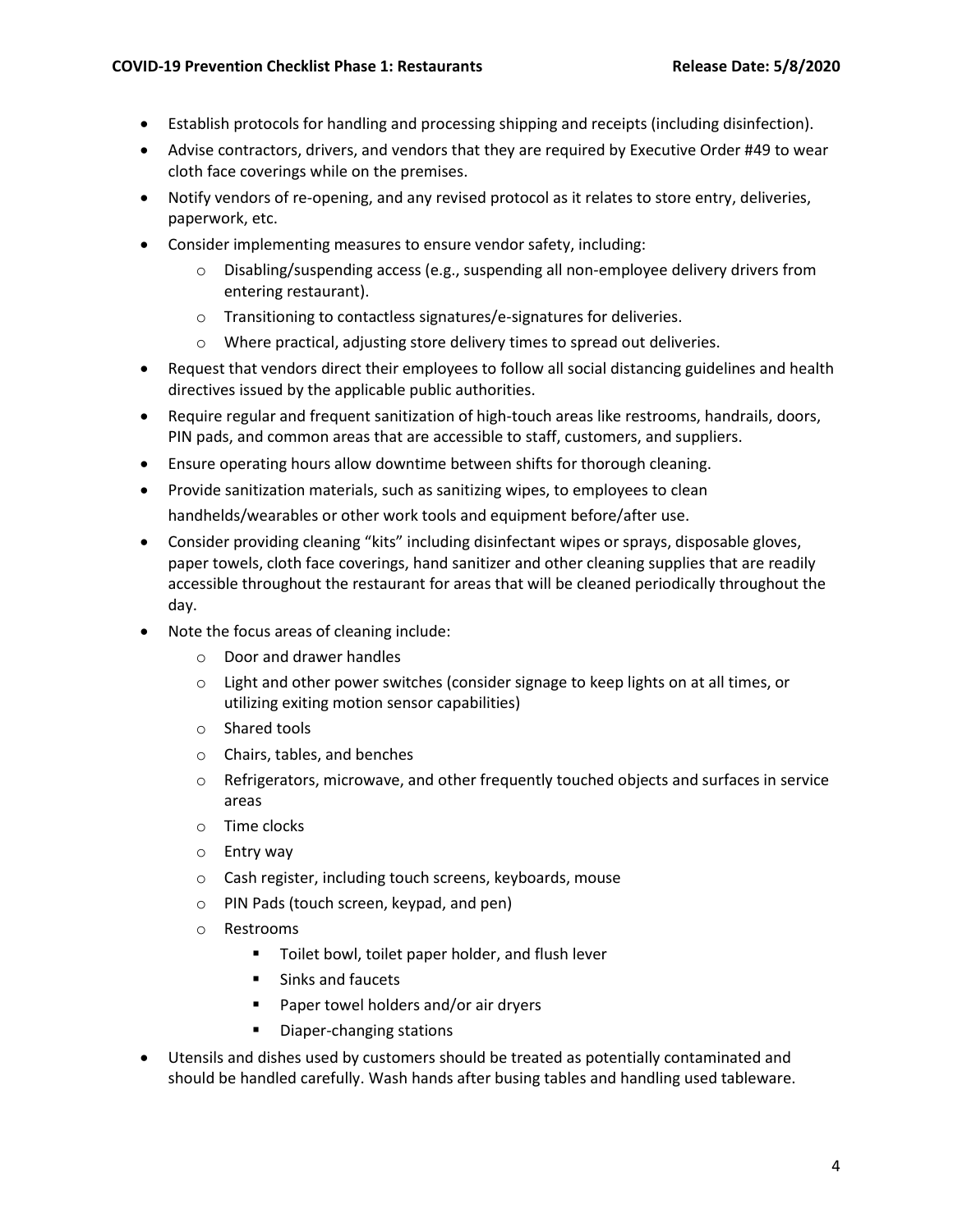- Establish protocols for handling and processing shipping and receipts (including disinfection).
- Advise contractors, drivers, and vendors that they are required by Executive Order #49 to wear cloth face coverings while on the premises.
- Notify vendors of re-opening, and any revised protocol as it relates to store entry, deliveries, paperwork, etc.
- Consider implementing measures to ensure vendor safety, including:
  - Disabling/suspending access (e.g., suspending all non-employee delivery drivers from entering restaurant).
  - Transitioning to contactless signatures/e-signatures for deliveries.
  - Where practical, adjusting store delivery times to spread out deliveries.
- Request that vendors direct their employees to follow all social distancing guidelines and health directives issued by the applicable public authorities.
- Require regular and frequent sanitization of high-touch areas like restrooms, handrails, doors, PIN pads, and common areas that are accessible to staff, customers, and suppliers.
- Ensure operating hours allow downtime between shifts for thorough cleaning.
- Provide sanitization materials, such as sanitizing wipes, to employees to clean handhelds/wearables or other work tools and equipment before/after use.
- Consider providing cleaning "kits" including disinfectant wipes or sprays, disposable gloves, paper towels, cloth face coverings, hand sanitizer and other cleaning supplies that are readily accessible throughout the restaurant for areas that will be cleaned periodically throughout the day.
- Note the focus areas of cleaning include:
  - Door and drawer handles
  - Light and other power switches (consider signage to keep lights on at all times, or utilizing exiting motion sensor capabilities)
  - Shared tools
  - Chairs, tables, and benches
  - Refrigerators, microwave, and other frequently touched objects and surfaces in service areas
  - Time clocks
  - Entry way
  - Cash register, including touch screens, keyboards, mouse
  - PIN Pads (touch screen, keypad, and pen)
  - Restrooms
    - Toilet bowl, toilet paper holder, and flush lever
    - Sinks and faucets
    - Paper towel holders and/or air dryers
    - Diaper-changing stations
- Utensils and dishes used by customers should be treated as potentially contaminated and should be handled carefully. Wash hands after busing tables and handling used tableware.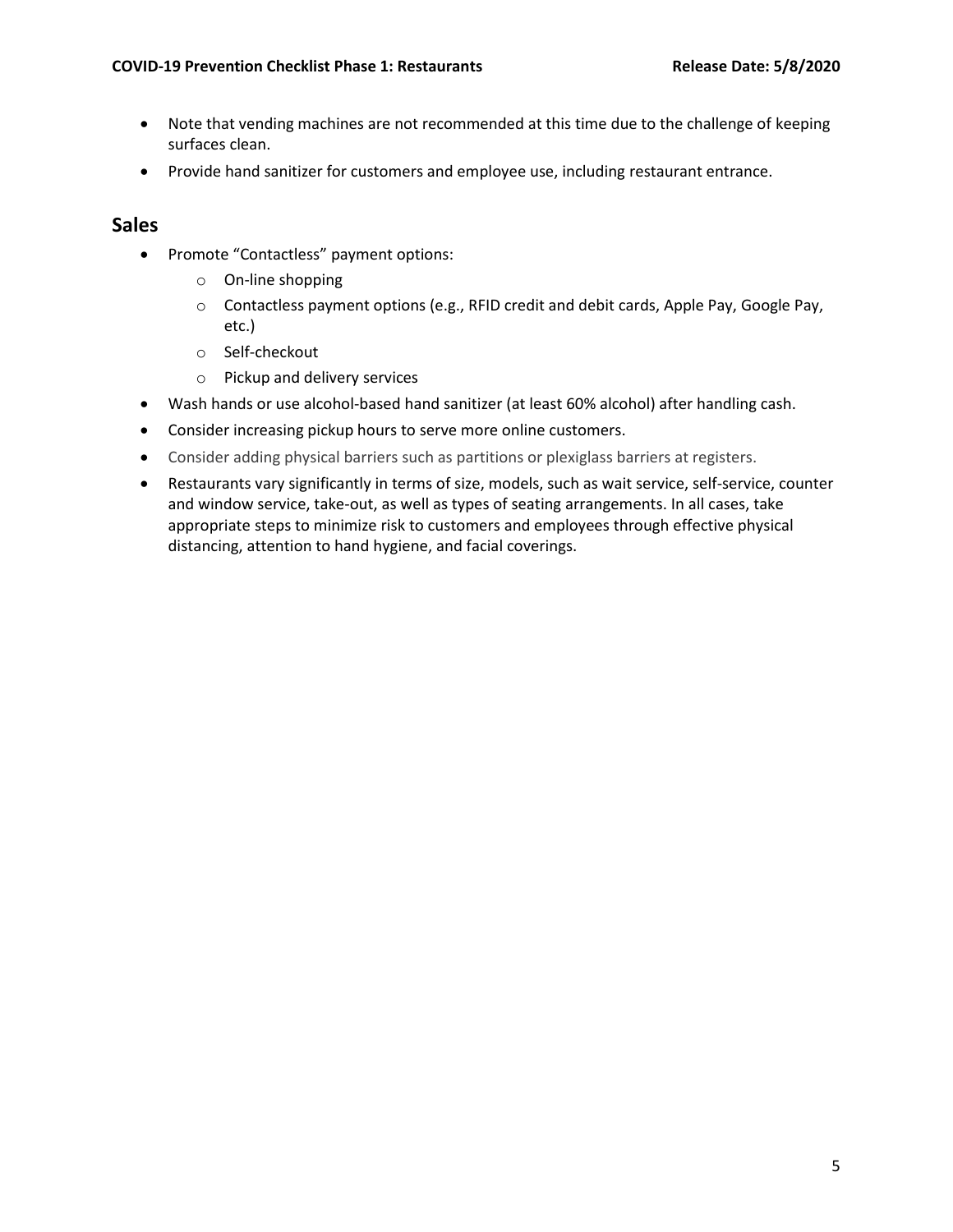- Note that vending machines are not recommended at this time due to the challenge of keeping surfaces clean.
- Provide hand sanitizer for customers and employee use, including restaurant entrance.

## Sales

- Promote "Contactless" payment options:
  - On-line shopping
  - Contactless payment options (e.g., RFID credit and debit cards, Apple Pay, Google Pay, etc.)
  - Self-checkout
  - Pickup and delivery services
- Wash hands or use alcohol-based hand sanitizer (at least 60% alcohol) after handling cash.
- Consider increasing pickup hours to serve more online customers.
- Consider adding physical barriers such as partitions or plexiglass barriers at registers.
- Restaurants vary significantly in terms of size, models, such as wait service, self-service, counter and window service, take-out, as well as types of seating arrangements. In all cases, take appropriate steps to minimize risk to customers and employees through effective physical distancing, attention to hand hygiene, and facial coverings.